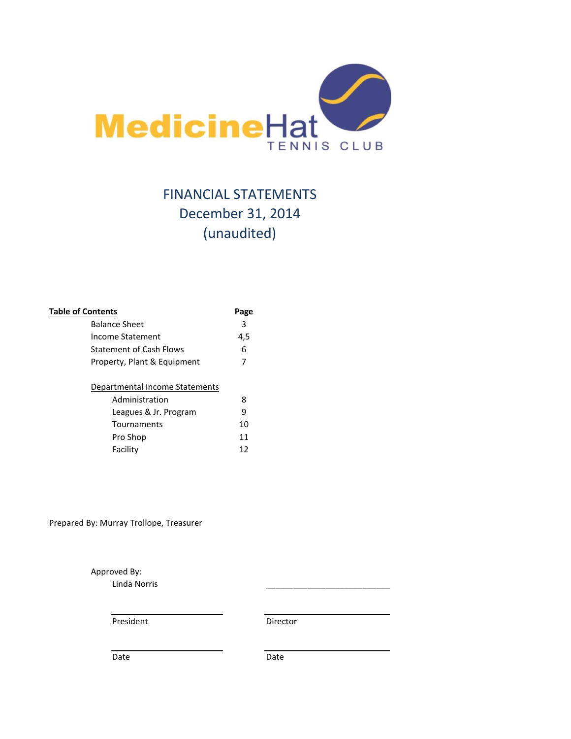MedicineHat
TENNIS CLUB

# FINANCIAL STATEMENTS
## December 31, 2014
## (unaudited)

| **Table of Contents** | **Page** |
|---|---|
| Balance Sheet | 3 |
| Income Statement | 4,5 |
| Statement of Cash Flows | 6 |
| Property, Plant & Equipment | 7 |
| Departmental Income Statements | |
| Administration | 8 |
| Leagues & Jr. Program | 9 |
| Tournaments | 10 |
| Pro Shop | 11 |
| Facility | 12 |

Prepared By: Murray Trollope, Treasurer

Approved By:

Linda Norris ___________________________

President ___________________________ Director ___________________________

Date ___________________________ Date ___________________________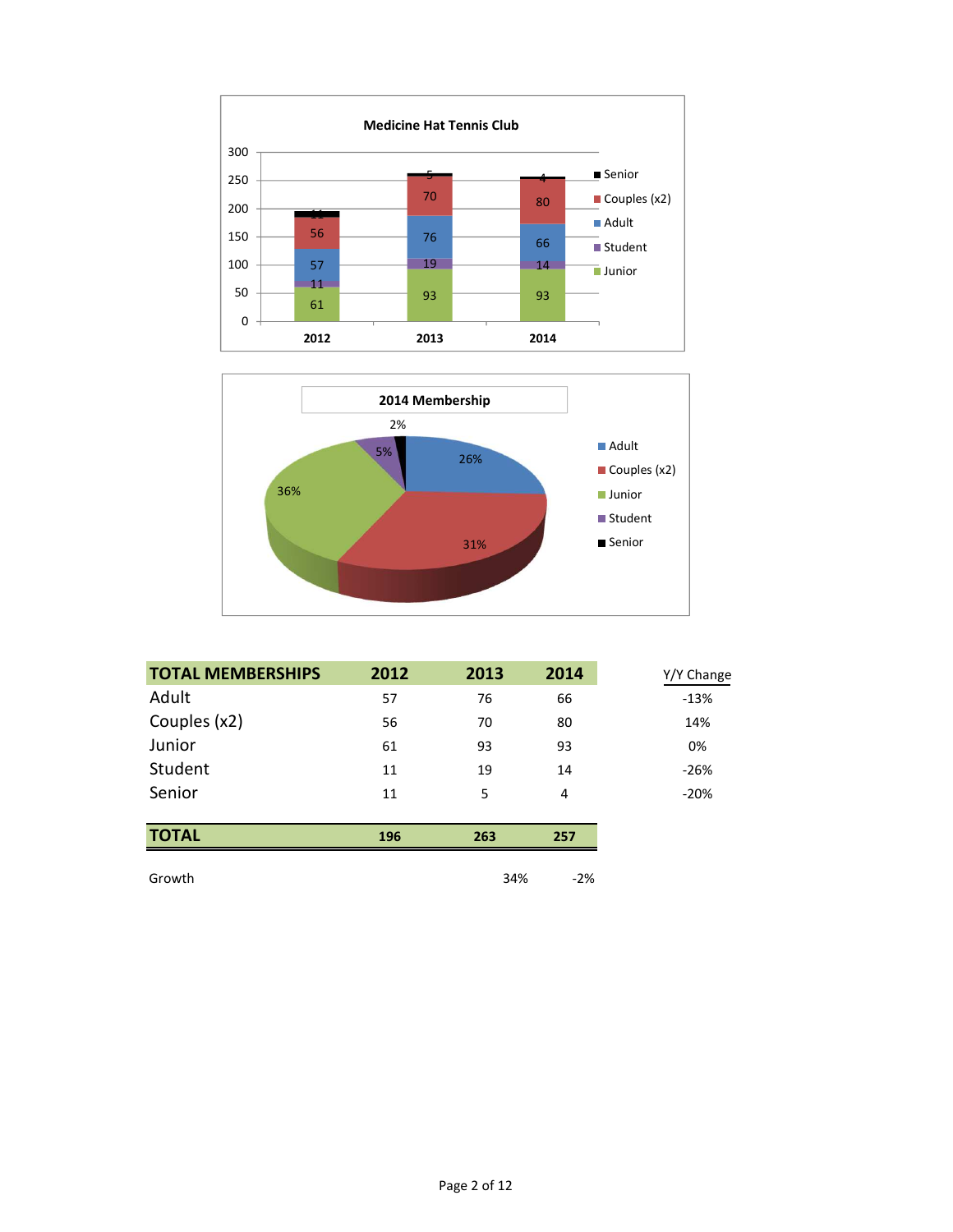| TOTAL MEMBERSHIPS | 2012 | 2013 | 2014 | Y/Y Change |
|---|---|---|---|---|
| Adult | 57 | 76 | 66 | -13% |
| Couples (x2) | 56 | 70 | 80 | 14% |
| Junior | 61 | 93 | 93 | 0% |
| Student | 11 | 19 | 14 | -26% |
| Senior | 11 | 5 | 4 | -20% |
| **TOTAL** | **196** | **263** | **257** | |
| Growth | | 34% | -2% | |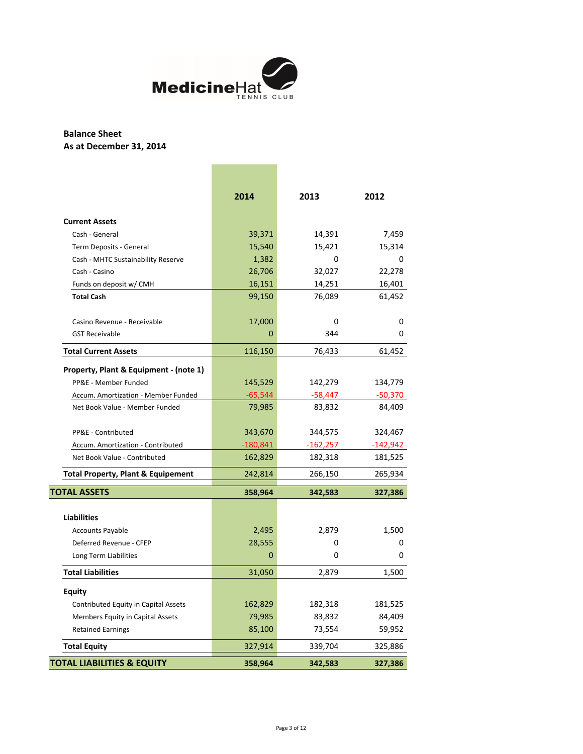MedicineHat TENNIS CLUB

**Balance Sheet**
**As at December 31, 2014**

| | 2014 | 2013 | 2012 |
|---|---|---|---|
| **Current Assets** | | | |
| Cash - General | 39,371 | 14,391 | 7,459 |
| Term Deposits - General | 15,540 | 15,421 | 15,314 |
| Cash - MHTC Sustainability Reserve | 1,382 | 0 | 0 |
| Cash - Casino | 26,706 | 32,027 | 22,278 |
| Funds on deposit w/ CMH | 16,151 | 14,251 | 16,401 |
| **Total Cash** | 99,150 | 76,089 | 61,452 |
| Casino Revenue - Receivable | 17,000 | 0 | 0 |
| GST Receivable | 0 | 344 | 0 |
| **Total Current Assets** | 116,150 | 76,433 | 61,452 |
| **Property, Plant & Equipment - (note 1)** | | | |
| PP&E - Member Funded | 145,529 | 142,279 | 134,779 |
| Accum. Amortization - Member Funded | -65,544 | -58,447 | -50,370 |
| Net Book Value - Member Funded | 79,985 | 83,832 | 84,409 |
| PP&E - Contributed | 343,670 | 344,575 | 324,467 |
| Accum. Amortization - Contributed | -180,841 | -162,257 | -142,942 |
| Net Book Value - Contributed | 162,829 | 182,318 | 181,525 |
| **Total Property, Plant & Equipement** | 242,814 | 266,150 | 265,934 |
| **TOTAL ASSETS** | **358,964** | **342,583** | **327,386** |
| **Liabilities** | | | |
| Accounts Payable | 2,495 | 2,879 | 1,500 |
| Deferred Revenue - CFEP | 28,555 | 0 | 0 |
| Long Term Liabilities | 0 | 0 | 0 |
| **Total Liabilities** | 31,050 | 2,879 | 1,500 |
| **Equity** | | | |
| Contributed Equity in Capital Assets | 162,829 | 182,318 | 181,525 |
| Members Equity in Capital Assets | 79,985 | 83,832 | 84,409 |
| Retained Earnings | 85,100 | 73,554 | 59,952 |
| **Total Equity** | 327,914 | 339,704 | 325,886 |
| **TOTAL LIABILITIES & EQUITY** | **358,964** | **342,583** | **327,386** |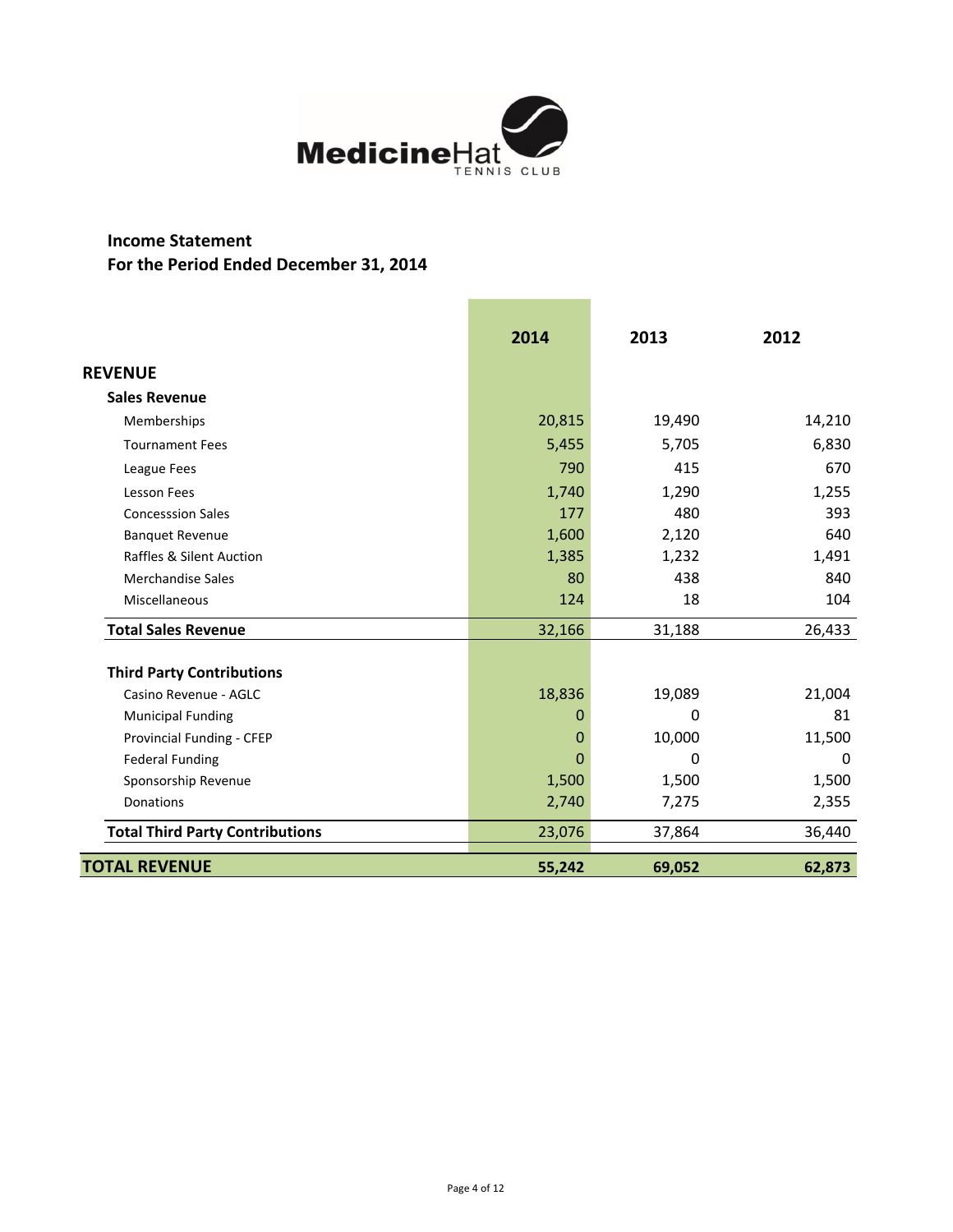MedicineHat TENNIS CLUB

## Income Statement
## For the Period Ended December 31, 2014

| | 2014 | 2013 | 2012 |
|---|---|---|---|
| **REVENUE** | | | |
| **Sales Revenue** | | | |
| Memberships | 20,815 | 19,490 | 14,210 |
| Tournament Fees | 5,455 | 5,705 | 6,830 |
| League Fees | 790 | 415 | 670 |
| Lesson Fees | 1,740 | 1,290 | 1,255 |
| Concesssion Sales | 177 | 480 | 393 |
| Banquet Revenue | 1,600 | 2,120 | 640 |
| Raffles & Silent Auction | 1,385 | 1,232 | 1,491 |
| Merchandise Sales | 80 | 438 | 840 |
| Miscellaneous | 124 | 18 | 104 |
| **Total Sales Revenue** | 32,166 | 31,188 | 26,433 |
| **Third Party Contributions** | | | |
| Casino Revenue - AGLC | 18,836 | 19,089 | 21,004 |
| Municipal Funding | 0 | 0 | 81 |
| Provincial Funding - CFEP | 0 | 10,000 | 11,500 |
| Federal Funding | 0 | 0 | 0 |
| Sponsorship Revenue | 1,500 | 1,500 | 1,500 |
| Donations | 2,740 | 7,275 | 2,355 |
| **Total Third Party Contributions** | 23,076 | 37,864 | 36,440 |
| **TOTAL REVENUE** | **55,242** | **69,052** | **62,873** |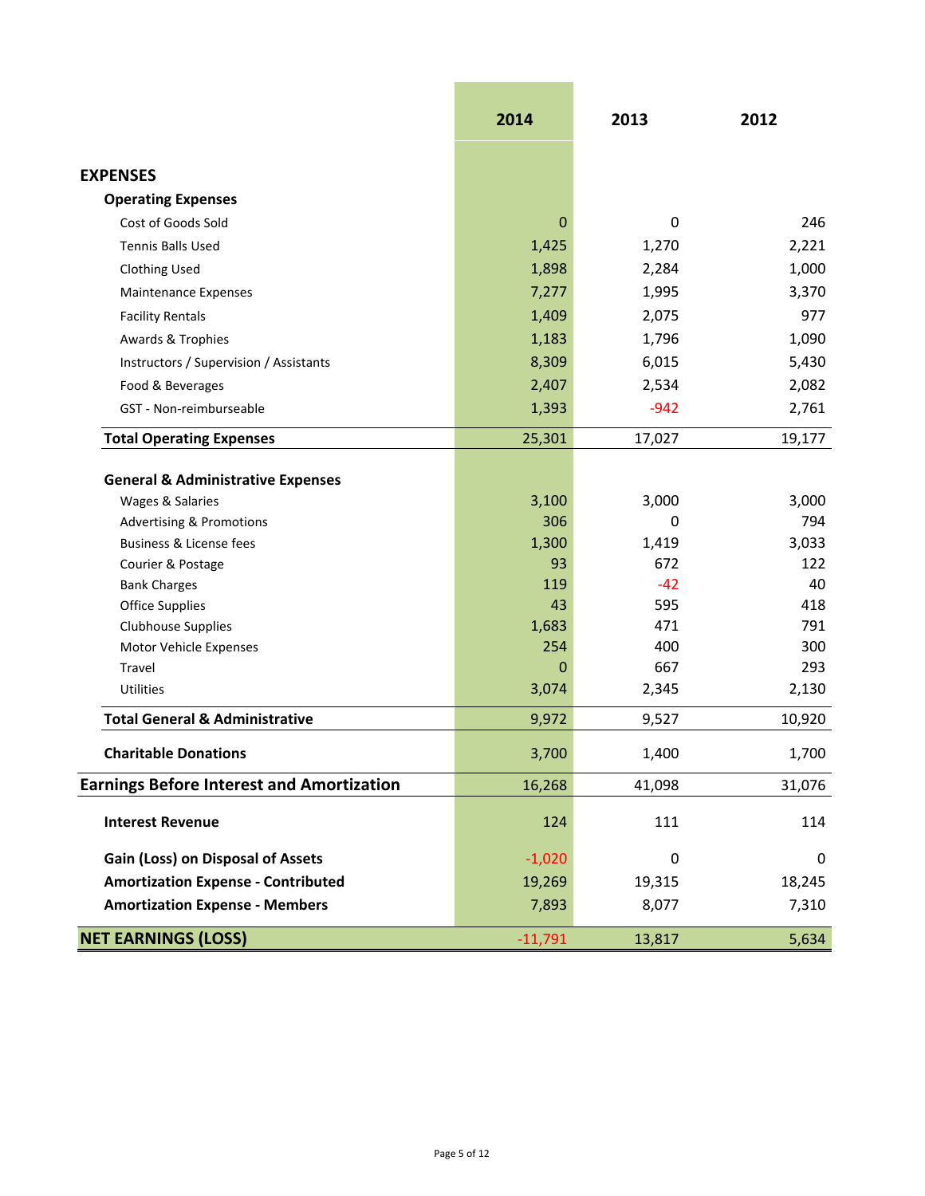| | 2014 | 2013 | 2012 |
|---|---|---|---|
| **EXPENSES** | | | |
| **Operating Expenses** | | | |
| Cost of Goods Sold | 0 | 0 | 246 |
| Tennis Balls Used | 1,425 | 1,270 | 2,221 |
| Clothing Used | 1,898 | 2,284 | 1,000 |
| Maintenance Expenses | 7,277 | 1,995 | 3,370 |
| Facility Rentals | 1,409 | 2,075 | 977 |
| Awards & Trophies | 1,183 | 1,796 | 1,090 |
| Instructors / Supervision / Assistants | 8,309 | 6,015 | 5,430 |
| Food & Beverages | 2,407 | 2,534 | 2,082 |
| GST - Non-reimburseable | 1,393 | -942 | 2,761 |
| **Total Operating Expenses** | 25,301 | 17,027 | 19,177 |
| **General & Administrative Expenses** | | | |
| Wages & Salaries | 3,100 | 3,000 | 3,000 |
| Advertising & Promotions | 306 | 0 | 794 |
| Business & License fees | 1,300 | 1,419 | 3,033 |
| Courier & Postage | 93 | 672 | 122 |
| Bank Charges | 119 | -42 | 40 |
| Office Supplies | 43 | 595 | 418 |
| Clubhouse Supplies | 1,683 | 471 | 791 |
| Motor Vehicle Expenses | 254 | 400 | 300 |
| Travel | 0 | 667 | 293 |
| Utilities | 3,074 | 2,345 | 2,130 |
| **Total General & Administrative** | 9,972 | 9,527 | 10,920 |
| **Charitable Donations** | 3,700 | 1,400 | 1,700 |
| **Earnings Before Interest and Amortization** | 16,268 | 41,098 | 31,076 |
| **Interest Revenue** | 124 | 111 | 114 |
| **Gain (Loss) on Disposal of Assets** | -1,020 | 0 | 0 |
| **Amortization Expense - Contributed** | 19,269 | 19,315 | 18,245 |
| **Amortization Expense - Members** | 7,893 | 8,077 | 7,310 |
| **NET EARNINGS (LOSS)** | -11,791 | 13,817 | 5,634 |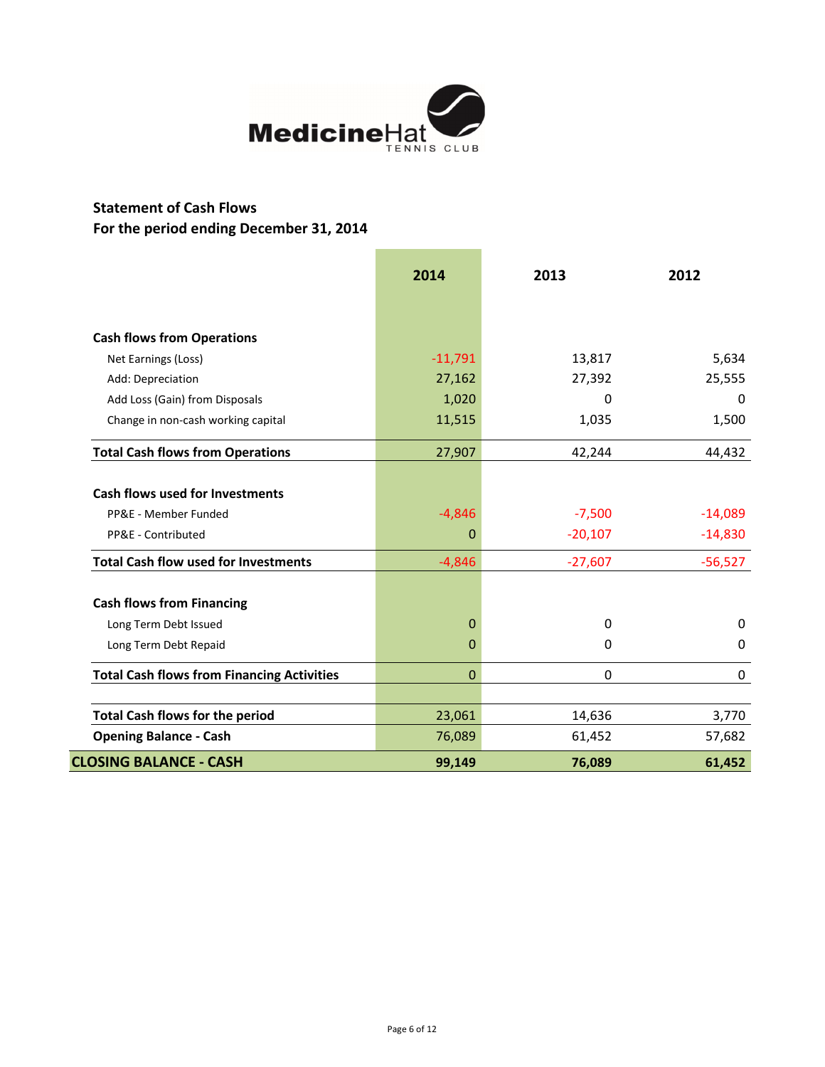MedicineHat TENNIS CLUB

## Statement of Cash Flows
## For the period ending December 31, 2014

| | 2014 | 2013 | 2012 |
|---|---|---|---|
| **Cash flows from Operations** | | | |
| Net Earnings (Loss) | -11,791 | 13,817 | 5,634 |
| Add: Depreciation | 27,162 | 27,392 | 25,555 |
| Add Loss (Gain) from Disposals | 1,020 | 0 | 0 |
| Change in non-cash working capital | 11,515 | 1,035 | 1,500 |
| **Total Cash flows from Operations** | 27,907 | 42,244 | 44,432 |
| **Cash flows used for Investments** | | | |
| PP&E - Member Funded | -4,846 | -7,500 | -14,089 |
| PP&E - Contributed | 0 | -20,107 | -14,830 |
| **Total Cash flow used for Investments** | -4,846 | -27,607 | -56,527 |
| **Cash flows from Financing** | | | |
| Long Term Debt Issued | 0 | 0 | 0 |
| Long Term Debt Repaid | 0 | 0 | 0 |
| **Total Cash flows from Financing Activities** | 0 | 0 | 0 |
| **Total Cash flows for the period** | 23,061 | 14,636 | 3,770 |
| **Opening Balance - Cash** | 76,089 | 61,452 | 57,682 |
| **CLOSING BALANCE - CASH** | **99,149** | **76,089** | **61,452** |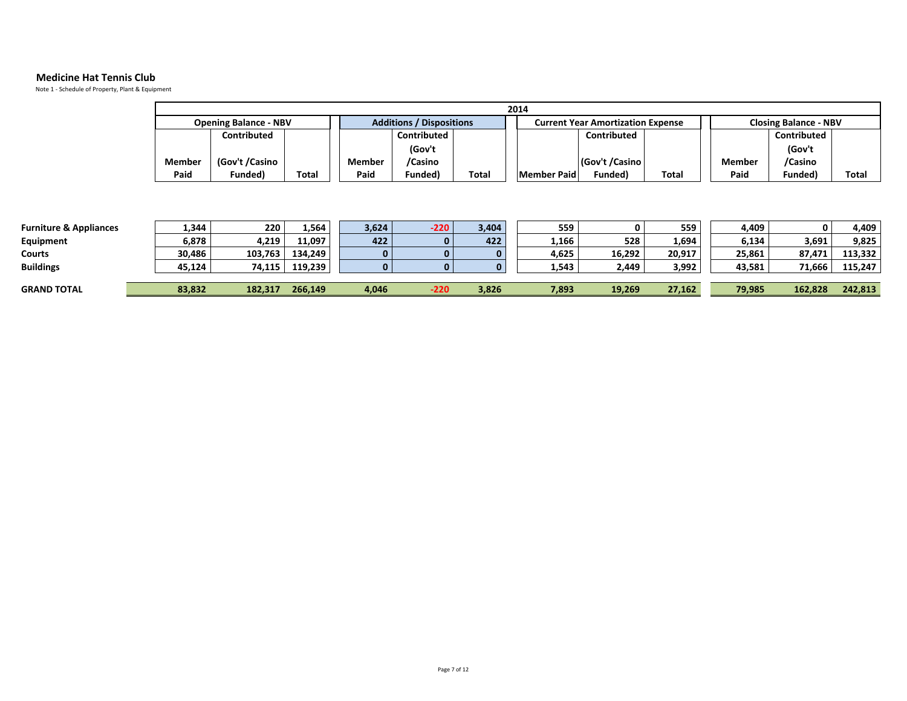**Medicine Hat Tennis Club**

Note 1 - Schedule of Property, Plant & Equipment

| | 2014 | | | | | | | | | | | |
|---|---|---|---|---|---|---|---|---|---|---|---|---|
| | Opening Balance - NBV | | | Additions / Dispositions | | | Current Year Amortization Expense | | | Closing Balance - NBV | | |
| | Member Paid | Contributed (Gov't /Casino Funded) | Total | Member Paid | Contributed (Gov't /Casino Funded) | Total | Member Paid | Contributed (Gov't /Casino Funded) | Total | Member Paid | Contributed (Gov't /Casino Funded) | Total |
| **Furniture & Appliances** | 1,344 | 220 | 1,564 | 3,624 | -220 | 3,404 | 559 | 0 | 559 | 4,409 | 0 | 4,409 |
| **Equipment** | 6,878 | 4,219 | 11,097 | 422 | 0 | 422 | 1,166 | 528 | 1,694 | 6,134 | 3,691 | 9,825 |
| **Courts** | 30,486 | 103,763 | 134,249 | 0 | 0 | 0 | 4,625 | 16,292 | 20,917 | 25,861 | 87,471 | 113,332 |
| **Buildings** | 45,124 | 74,115 | 119,239 | 0 | 0 | 0 | 1,543 | 2,449 | 3,992 | 43,581 | 71,666 | 115,247 |
| **GRAND TOTAL** | 83,832 | 182,317 | 266,149 | 4,046 | -220 | 3,826 | 7,893 | 19,269 | 27,162 | 79,985 | 162,828 | 242,813 |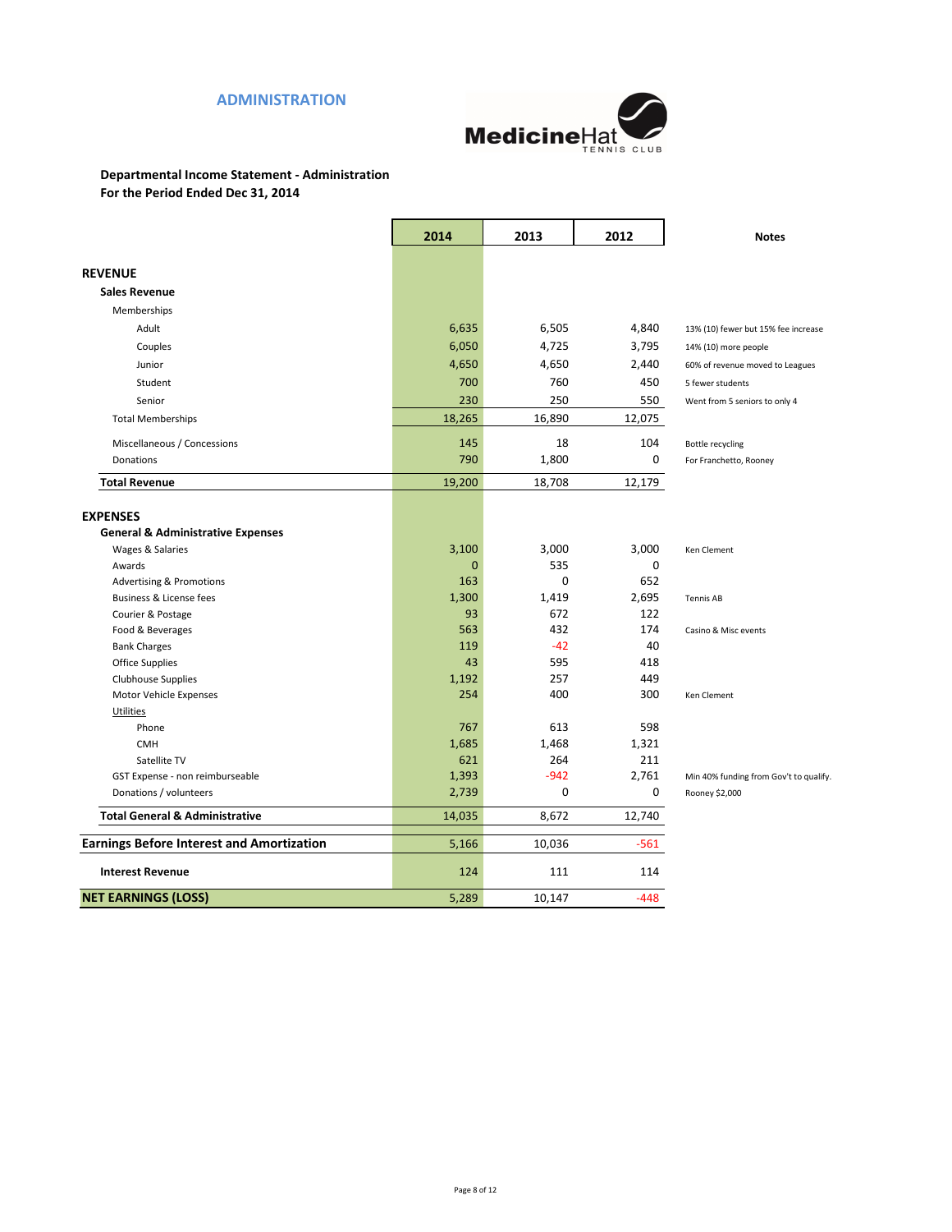## ADMINISTRATION

MedicineHat TENNIS CLUB

**Departmental Income Statement - Administration**
**For the Period Ended Dec 31, 2014**

| | 2014 | 2013 | 2012 | Notes |
|---|---|---|---|---|
| **REVENUE** | | | | |
| **Sales Revenue** | | | | |
| Memberships | | | | |
| Adult | 6,635 | 6,505 | 4,840 | 13% (10) fewer but 15% fee increase |
| Couples | 6,050 | 4,725 | 3,795 | 14% (10) more people |
| Junior | 4,650 | 4,650 | 2,440 | 60% of revenue moved to Leagues |
| Student | 700 | 760 | 450 | 5 fewer students |
| Senior | 230 | 250 | 550 | Went from 5 seniors to only 4 |
| Total Memberships | 18,265 | 16,890 | 12,075 | |
| Miscellaneous / Concessions | 145 | 18 | 104 | Bottle recycling |
| Donations | 790 | 1,800 | 0 | For Franchetto, Rooney |
| **Total Revenue** | 19,200 | 18,708 | 12,179 | |
| **EXPENSES** | | | | |
| **General & Administrative Expenses** | | | | |
| Wages & Salaries | 3,100 | 3,000 | 3,000 | Ken Clement |
| Awards | 0 | 535 | 0 | |
| Advertising & Promotions | 163 | 0 | 652 | |
| Business & License fees | 1,300 | 1,419 | 2,695 | Tennis AB |
| Courier & Postage | 93 | 672 | 122 | |
| Food & Beverages | 563 | 432 | 174 | Casino & Misc events |
| Bank Charges | 119 | -42 | 40 | |
| Office Supplies | 43 | 595 | 418 | |
| Clubhouse Supplies | 1,192 | 257 | 449 | |
| Motor Vehicle Expenses | 254 | 400 | 300 | Ken Clement |
| Utilities | | | | |
| Phone | 767 | 613 | 598 | |
| CMH | 1,685 | 1,468 | 1,321 | |
| Satellite TV | 621 | 264 | 211 | |
| GST Expense - non reimburseable | 1,393 | -942 | 2,761 | Min 40% funding from Gov't to qualify. |
| Donations / volunteers | 2,739 | 0 | 0 | Rooney $2,000 |
| **Total General & Administrative** | 14,035 | 8,672 | 12,740 | |
| **Earnings Before Interest and Amortization** | 5,166 | 10,036 | -561 | |
| **Interest Revenue** | 124 | 111 | 114 | |
| **NET EARNINGS (LOSS)** | 5,289 | 10,147 | -448 | |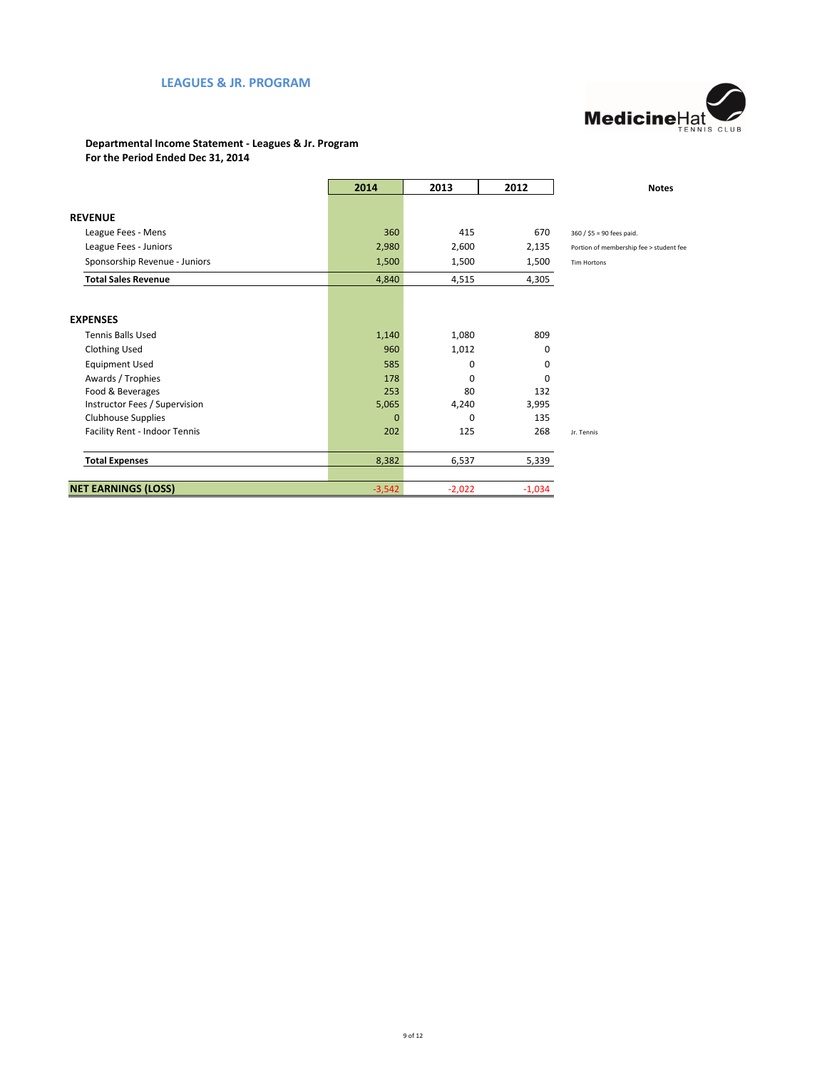## LEAGUES & JR. PROGRAM

**Departmental Income Statement - Leagues & Jr. Program**
**For the Period Ended Dec 31, 2014**

| | 2014 | 2013 | 2012 | Notes |
|---|---|---|---|---|
| **REVENUE** | | | | |
| League Fees - Mens | 360 | 415 | 670 | 360 / $5 = 90 fees paid. |
| League Fees - Juniors | 2,980 | 2,600 | 2,135 | Portion of membership fee > student fee |
| Sponsorship Revenue - Juniors | 1,500 | 1,500 | 1,500 | Tim Hortons |
| **Total Sales Revenue** | 4,840 | 4,515 | 4,305 | |
| **EXPENSES** | | | | |
| Tennis Balls Used | 1,140 | 1,080 | 809 | |
| Clothing Used | 960 | 1,012 | 0 | |
| Equipment Used | 585 | 0 | 0 | |
| Awards / Trophies | 178 | 0 | 0 | |
| Food & Beverages | 253 | 80 | 132 | |
| Instructor Fees / Supervision | 5,065 | 4,240 | 3,995 | |
| Clubhouse Supplies | 0 | 0 | 135 | |
| Facility Rent - Indoor Tennis | 202 | 125 | 268 | Jr. Tennis |
| **Total Expenses** | 8,382 | 6,537 | 5,339 | |
| **NET EARNINGS (LOSS)** | -3,542 | -2,022 | -1,034 | |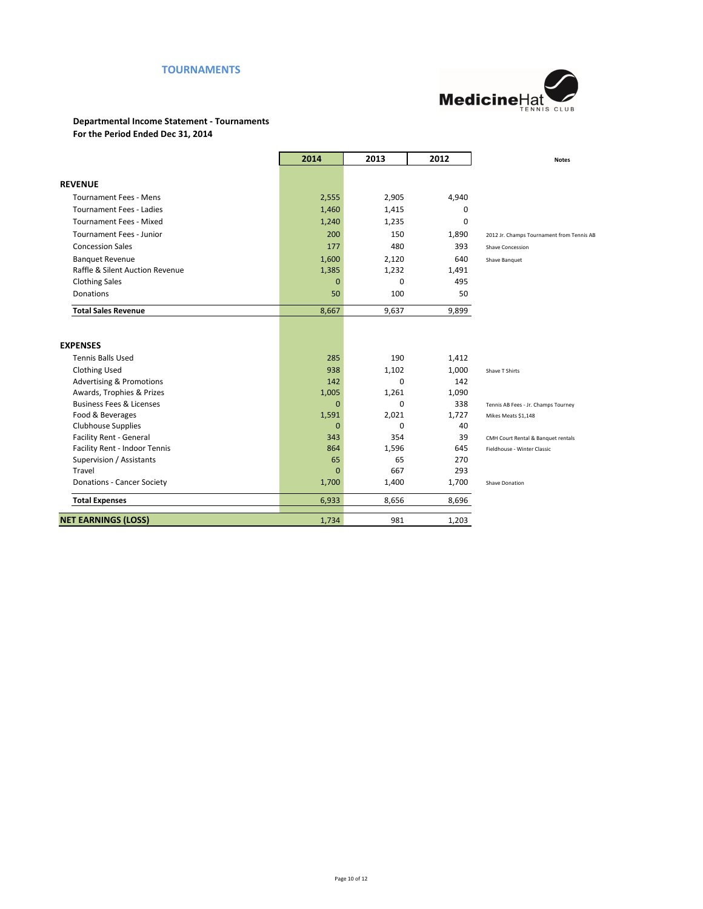## TOURNAMENTS

MedicineHat TENNIS CLUB

**Departmental Income Statement - Tournaments**
**For the Period Ended Dec 31, 2014**

| | 2014 | 2013 | 2012 | Notes |
|---|---|---|---|---|
| **REVENUE** | | | | |
| Tournament Fees - Mens | 2,555 | 2,905 | 4,940 | |
| Tournament Fees - Ladies | 1,460 | 1,415 | 0 | |
| Tournament Fees - Mixed | 1,240 | 1,235 | 0 | |
| Tournament Fees - Junior | 200 | 150 | 1,890 | 2012 Jr. Champs Tournament from Tennis AB |
| Concession Sales | 177 | 480 | 393 | Shave Concession |
| Banquet Revenue | 1,600 | 2,120 | 640 | Shave Banquet |
| Raffle & Silent Auction Revenue | 1,385 | 1,232 | 1,491 | |
| Clothing Sales | 0 | 0 | 495 | |
| Donations | 50 | 100 | 50 | |
| **Total Sales Revenue** | 8,667 | 9,637 | 9,899 | |
| **EXPENSES** | | | | |
| Tennis Balls Used | 285 | 190 | 1,412 | |
| Clothing Used | 938 | 1,102 | 1,000 | Shave T Shirts |
| Advertising & Promotions | 142 | 0 | 142 | |
| Awards, Trophies & Prizes | 1,005 | 1,261 | 1,090 | |
| Business Fees & Licenses | 0 | 0 | 338 | Tennis AB Fees - Jr. Champs Tourney |
| Food & Beverages | 1,591 | 2,021 | 1,727 | Mikes Meats $1,148 |
| Clubhouse Supplies | 0 | 0 | 40 | |
| Facility Rent - General | 343 | 354 | 39 | CMH Court Rental & Banquet rentals |
| Facility Rent - Indoor Tennis | 864 | 1,596 | 645 | Fieldhouse - Winter Classic |
| Supervision / Assistants | 65 | 65 | 270 | |
| Travel | 0 | 667 | 293 | |
| Donations - Cancer Society | 1,700 | 1,400 | 1,700 | Shave Donation |
| **Total Expenses** | 6,933 | 8,656 | 8,696 | |
| **NET EARNINGS (LOSS)** | 1,734 | 981 | 1,203 | |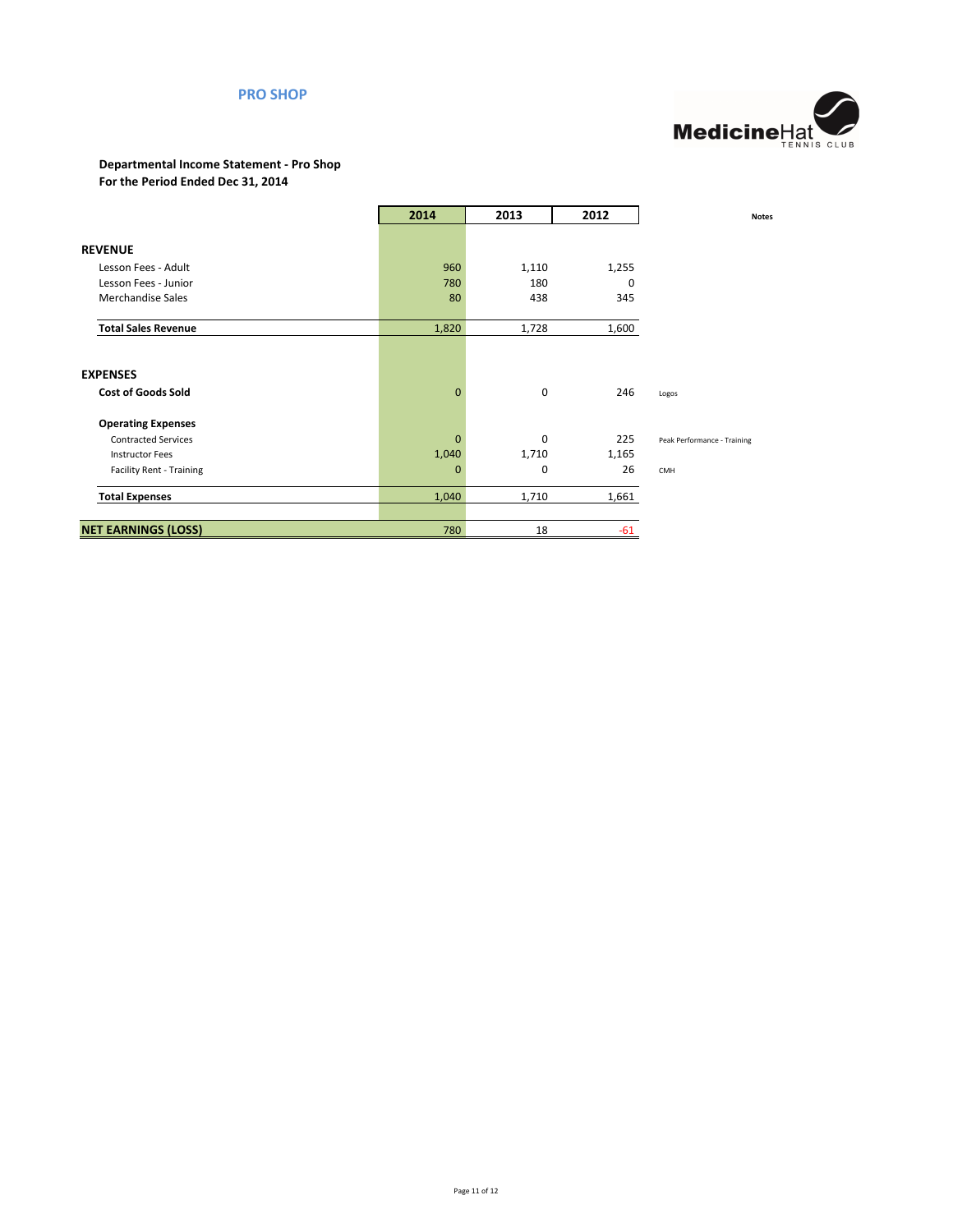## PRO SHOP

**Departmental Income Statement - Pro Shop**
**For the Period Ended Dec 31, 2014**

| | 2014 | 2013 | 2012 | Notes |
|---|---|---|---|---|
| **REVENUE** | | | | |
| Lesson Fees - Adult | 960 | 1,110 | 1,255 | |
| Lesson Fees - Junior | 780 | 180 | 0 | |
| Merchandise Sales | 80 | 438 | 345 | |
| **Total Sales Revenue** | 1,820 | 1,728 | 1,600 | |
| **EXPENSES** | | | | |
| **Cost of Goods Sold** | 0 | 0 | 246 | Logos |
| **Operating Expenses** | | | | |
| Contracted Services | 0 | 0 | 225 | Peak Performance - Training |
| Instructor Fees | 1,040 | 1,710 | 1,165 | |
| Facility Rent - Training | 0 | 0 | 26 | CMH |
| **Total Expenses** | 1,040 | 1,710 | 1,661 | |
| **NET EARNINGS (LOSS)** | 780 | 18 | -61 | |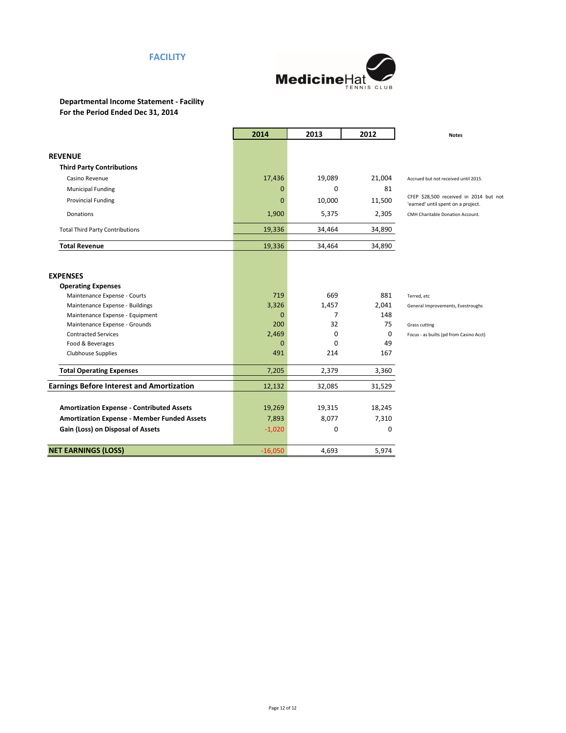FACILITY

MedicineHat TENNIS CLUB

**Departmental Income Statement - Facility**
**For the Period Ended Dec 31, 2014**

| | 2014 | 2013 | 2012 | Notes |
|---|---|---|---|---|
| **REVENUE** | | | | |
| **Third Party Contributions** | | | | |
| Casino Revenue | 17,436 | 19,089 | 21,004 | Accrued but not received until 2015. |
| Municipal Funding | 0 | 0 | 81 | |
| Provincial Funding | 0 | 10,000 | 11,500 | CFEP $28,500 received in 2014 but not 'earned' until spent on a project. |
| Donations | 1,900 | 5,375 | 2,305 | CMH Charitable Donation Account. |
| Total Third Party Contributions | 19,336 | 34,464 | 34,890 | |
| **Total Revenue** | 19,336 | 34,464 | 34,890 | |
| **EXPENSES** | | | | |
| **Operating Expenses** | | | | |
| Maintenance Expense - Courts | 719 | 669 | 881 | Terred, etc |
| Maintenance Expense - Buildings | 3,326 | 1,457 | 2,041 | General Improvements, Evestroughs |
| Maintenance Expense - Equipment | 0 | 7 | 148 | |
| Maintenance Expense - Grounds | 200 | 32 | 75 | Grass cutting |
| Contracted Services | 2,469 | 0 | 0 | Focus - as builts (pd from Casino Acct) |
| Food & Beverages | 0 | 0 | 49 | |
| Clubhouse Supplies | 491 | 214 | 167 | |
| **Total Operating Expenses** | 7,205 | 2,379 | 3,360 | |
| **Earnings Before Interest and Amortization** | 12,132 | 32,085 | 31,529 | |
| **Amortization Expense - Contributed Assets** | 19,269 | 19,315 | 18,245 | |
| **Amortization Expense - Member Funded Assets** | 7,893 | 8,077 | 7,310 | |
| **Gain (Loss) on Disposal of Assets** | -1,020 | 0 | 0 | |
| **NET EARNINGS (LOSS)** | -16,050 | 4,693 | 5,974 | |